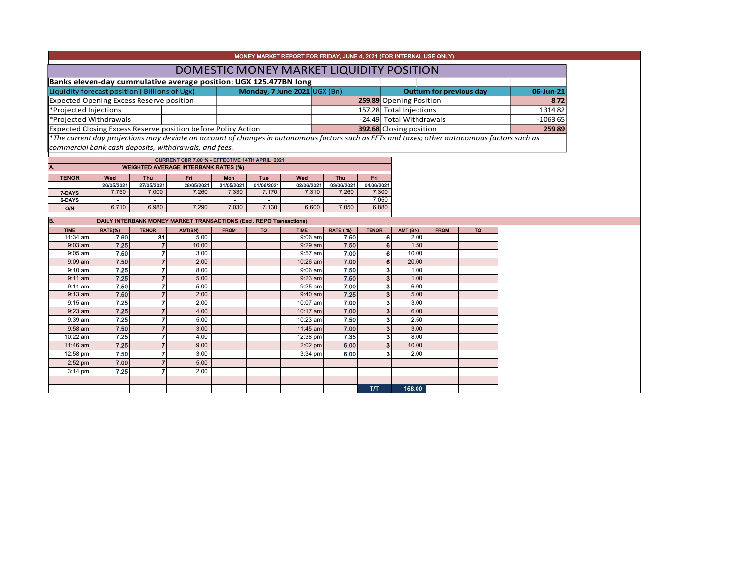MONEY MARKET REPORT FOR FRIDAY, JUNE 4, 2021 (FOR INTERNAL USE ONLY)

# DOMESTIC MONEY MARKET LIQUIDITY POSITION

**Banks eleven-day cummulative average position: UGX 125.477BN long**

| Liquidity forecast position ( Billions of Ugx) | | Monday, 7 June 2021 | UGX (Bn) | Outturn for previous day | 06-Jun-21 |
|---|---|---|---|---|---|
| Expected Opening Excess Reserve position | | | 259.89 | Opening Position | 8.72 |
| *Projected Injections | | | 157.28 | Total Injections | 1314.82 |
| *Projected Withdrawals | | | -24.49 | Total Withdrawals | -1063.65 |
| Expected Closing Excess Reserve position before Policy Action | | | 392.68 | Closing position | 259.89 |

*\*The current day projections may deviate on account of changes in autonomous factors such as EFTs and taxes; other autonomous factors such as commercial bank cash deposits, withdrawals, and fees.*

CURRENT CBR 7.00 % - EFFECTIVE 14TH APRIL 2021

**A. WEIGHTED AVERAGE INTERBANK RATES (%)**

| TENOR | Wed | Thu | Fri | Mon | Tue | Wed | Thu | Fri |
|---|---|---|---|---|---|---|---|---|
| | 26/05/2021 | 27/05/2021 | 28/05/2021 | 31/05/2021 | 01/06/2021 | 02/06/2021 | 03/06/2021 | 04/06/2021 |
| 7-DAYS | 7.750 | 7.000 | 7.260 | 7.330 | 7.170 | 7.310 | 7.260 | 7.300 |
| 6-DAYS | - | - | - | - | - | - | - | 7.050 |
| O/N | 6.710 | 6.980 | 7.290 | 7.030 | 7.130 | 6.600 | 7.050 | 6.880 |

**B. DAILY INTERBANK MONEY MARKET TRANSACTIONS (Excl. REPO Transactions)**

| TIME | RATE(%) | TENOR | AMT(BN) | FROM | TO | TIME | RATE ( %) | TENOR | AMT (BN) | FROM | TO |
|---|---|---|---|---|---|---|---|---|---|---|---|
| 11:34 am | 7.60 | 31 | 5.00 | | | 9:06 am | 7.50 | 6 | 2.00 | | |
| 9:03 am | 7.25 | 7 | 10.00 | | | 9:29 am | 7.50 | 6 | 1.50 | | |
| 9:05 am | 7.50 | 7 | 3.00 | | | 9:57 am | 7.00 | 6 | 10.00 | | |
| 9:09 am | 7.50 | 7 | 2.00 | | | 10:26 am | 7.00 | 6 | 20.00 | | |
| 9:10 am | 7.25 | 7 | 8.00 | | | 9:06 am | 7.50 | 3 | 1.00 | | |
| 9:11 am | 7.25 | 7 | 5.00 | | | 9:23 am | 7.50 | 3 | 1.00 | | |
| 9:11 am | 7.50 | 7 | 5.00 | | | 9:25 am | 7.00 | 3 | 6.00 | | |
| 9:13 am | 7.50 | 7 | 2.00 | | | 9:40 am | 7.25 | 3 | 5.00 | | |
| 9:15 am | 7.25 | 7 | 2.00 | | | 10:07 am | 7.00 | 3 | 3.00 | | |
| 9:23 am | 7.25 | 7 | 4.00 | | | 10:17 am | 7.00 | 3 | 6.00 | | |
| 9:39 am | 7.25 | 7 | 5.00 | | | 10:23 am | 7.50 | 3 | 2.50 | | |
| 9:58 am | 7.50 | 7 | 3.00 | | | 11:45 am | 7.00 | 3 | 3.00 | | |
| 10:22 am | 7.25 | 7 | 4.00 | | | 12:38 pm | 7.35 | 3 | 8.00 | | |
| 11:46 am | 7.25 | 7 | 9.00 | | | 2:02 pm | 6.00 | 3 | 10.00 | | |
| 12:58 pm | 7.50 | 7 | 3.00 | | | 3:34 pm | 6.00 | 3 | 2.00 | | |
| 2:52 pm | 7.00 | 7 | 5.00 | | | | | | | | |
| 3:14 pm | 7.25 | 7 | 2.00 | | | | | | | | |
| | | | | | | | | | | | |
| | | | | | | | | T/T | 158.00 | | |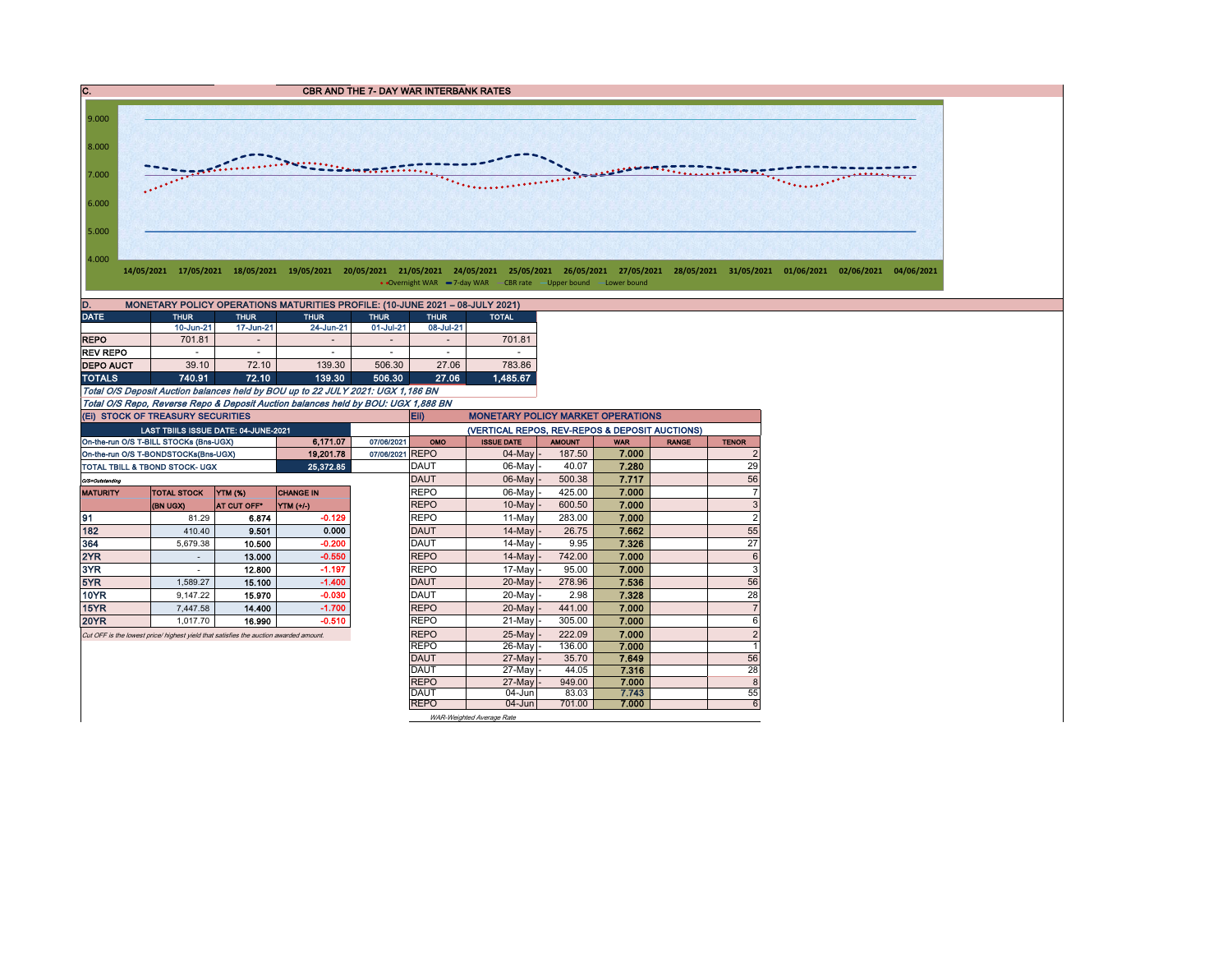## C. CBR AND THE 7- DAY WAR INTERBANK RATES

9.000
8.000
7.000
6.000
5.000
4.000

14/05/2021 17/05/2021 18/05/2021 19/05/2021 20/05/2021 21/05/2021 24/05/2021 25/05/2021 26/05/2021 27/05/2021 28/05/2021 31/05/2021 01/06/2021 02/06/2021 04/06/2021

Overnight WAR, 7-day WAR, CBR rate, Upper bound, Lower bound

## D. MONETARY POLICY OPERATIONS MATURITIES PROFILE: (10-JUNE 2021 – 08-JULY 2021)

| DATE | THUR | THUR | THUR | THUR | THUR | TOTAL |
|---|---|---|---|---|---|---|
| | 10-Jun-21 | 17-Jun-21 | 24-Jun-21 | 01-Jul-21 | 08-Jul-21 | |
| REPO | 701.81 | - | - | - | - | 701.81 |
| REV REPO | - | - | - | - | - | - |
| DEPO AUCT | 39.10 | 72.10 | 139.30 | 506.30 | 27.06 | 783.86 |
| **TOTALS** | **740.91** | **72.10** | **139.30** | **506.30** | **27.06** | **1,485.67** |

*Total O/S Deposit Auction balances held by BOU up to 22 JULY 2021: UGX 1,186 BN*

*Total O/S Repo, Reverse Repo & Deposit Auction balances held by BOU: UGX 1,888 BN*

## (EI) STOCK OF TREASURY SECURITIES

| LAST TBIILS ISSUE DATE: 04-JUNE-2021 | | |
|---|---|---|
| On-the-run O/S T-BILL STOCKs (Bns-UGX) | 6,171.07 | 07/06/2021 |
| On-the-run O/S T-BONDSTOCKs(Bns-UGX) | 19,201.78 | 07/06/2021 |
| TOTAL TBILL & TBOND STOCK- UGX | 25,372.85 | |

*O/S=Outstanding*

| MATURITY | TOTAL STOCK (BN UGX) | YTM (%) AT CUT OFF* | CHANGE IN YTM (+/-) |
|---|---|---|---|
| 91 | 81.29 | 6.874 | -0.129 |
| 182 | 410.40 | 9.501 | 0.000 |
| 364 | 5,679.38 | 10.500 | -0.200 |
| 2YR | - | 13.000 | -0.550 |
| 3YR | - | 12.800 | -1.197 |
| 5YR | 1,589.27 | 15.100 | -1.400 |
| 10YR | 9,147.22 | 15.970 | -0.030 |
| 15YR | 7,447.58 | 14.400 | -1.700 |
| 20YR | 1,017.70 | 16.990 | -0.510 |

*Cut OFF is the lowest price/ highest yield that satisfies the auction awarded amount.*

## EII) MONETARY POLICY MARKET OPERATIONS

### (VERTICAL REPOS, REV-REPOS & DEPOSIT AUCTIONS)

| OMO | ISSUE DATE | AMOUNT | WAR | RANGE | TENOR |
|---|---|---|---|---|---|
| REPO | 04-May | 187.50 | 7.000 | | 2 |
| DAUT | 06-May | 40.07 | 7.280 | | 29 |
| DAUT | 06-May | 500.38 | 7.717 | | 56 |
| REPO | 06-May | 425.00 | 7.000 | | 7 |
| REPO | 10-May | 600.50 | 7.000 | | 3 |
| REPO | 11-May | 283.00 | 7.000 | | 2 |
| DAUT | 14-May | 26.75 | 7.662 | | 55 |
| DAUT | 14-May | 9.95 | 7.326 | | 27 |
| REPO | 14-May | 742.00 | 7.000 | | 6 |
| REPO | 17-May | 95.00 | 7.000 | | 3 |
| DAUT | 20-May | 278.96 | 7.536 | | 56 |
| DAUT | 20-May | 2.98 | 7.328 | | 28 |
| REPO | 20-May | 441.00 | 7.000 | | 7 |
| REPO | 21-May | 305.00 | 7.000 | | 6 |
| REPO | 25-May | 222.09 | 7.000 | | 2 |
| REPO | 26-May | 136.00 | 7.000 | | 1 |
| DAUT | 27-May | 35.70 | 7.649 | | 56 |
| DAUT | 27-May | 44.05 | 7.316 | | 28 |
| REPO | 27-May | 949.00 | 7.000 | | 8 |
| DAUT | 04-Jun | 83.03 | 7.743 | | 55 |
| REPO | 04-Jun | 701.00 | 7.000 | | 6 |

*WAR-Weighted Average Rate*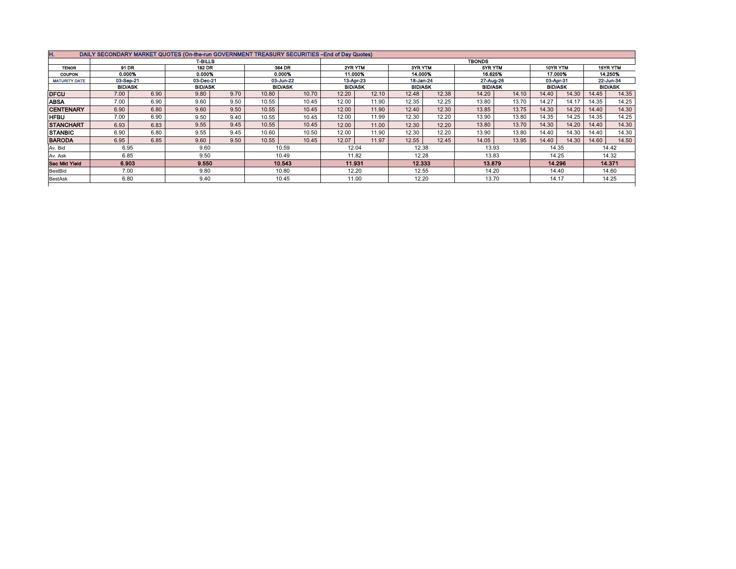| H. | DAILY SECONDARY MARKET QUOTES (On-the-run GOVERNMENT TREASURY SECURITIES –End of Day Quotes) | | | | | | | | | | | | | | | |
|---|---|---|---|---|---|---|---|---|---|---|---|---|---|---|---|---|
| | T-BILLS | | | | | | TBONDS | | | | | | | | | |
| TENOR | 91 DR | | 182 DR | | 364 DR | | 2YR YTM | | 3YR YTM | | 5YR YTM | | 10YR YTM | | 15YR YTM | |
| COUPON | 0.000% | | 0.000% | | 0.000% | | 11.000% | | 14.000% | | 16.625% | | 17.000% | | 14.250% | |
| MATURITY DATE | 03-Sep-21 | | 03-Dec-21 | | 03-Jun-22 | | 13-Apr-23 | | 18-Jan-24 | | 27-Aug-26 | | 03-Apr-31 | | 22-Jun-34 | |
| | BID/ASK | | BID/ASK | | BID/ASK | | BID/ASK | | BID/ASK | | BID/ASK | | BID/ASK | | BID/ASK | |
| DFCU | 7.00 | 6.90 | 9.80 | 9.70 | 10.80 | 10.70 | 12.20 | 12.10 | 12.48 | 12.38 | 14.20 | 14.10 | 14.40 | 14.30 | 14.45 | 14.35 |
| ABSA | 7.00 | 6.90 | 9.60 | 9.50 | 10.55 | 10.45 | 12.00 | 11.90 | 12.35 | 12.25 | 13.80 | 13.70 | 14.27 | 14.17 | 14.35 | 14.25 |
| CENTENARY | 6.90 | 6.80 | 9.60 | 9.50 | 10.55 | 10.45 | 12.00 | 11.90 | 12.40 | 12.30 | 13.85 | 13.75 | 14.30 | 14.20 | 14.40 | 14.30 |
| HFBU | 7.00 | 6.90 | 9.50 | 9.40 | 10.55 | 10.45 | 12.00 | 11.99 | 12.30 | 12.20 | 13.90 | 13.80 | 14.35 | 14.25 | 14.35 | 14.25 |
| STANCHART | 6.93 | 6.83 | 9.55 | 9.45 | 10.55 | 10.45 | 12.00 | 11.00 | 12.30 | 12.20 | 13.80 | 13.70 | 14.30 | 14.20 | 14.40 | 14.30 |
| STANBIC | 6.90 | 6.80 | 9.55 | 9.45 | 10.60 | 10.50 | 12.00 | 11.90 | 12.30 | 12.20 | 13.90 | 13.80 | 14.40 | 14.30 | 14.40 | 14.30 |
| BARODA | 6.95 | 6.85 | 9.60 | 9.50 | 10.55 | 10.45 | 12.07 | 11.97 | 12.55 | 12.45 | 14.05 | 13.95 | 14.40 | 14.30 | 14.60 | 14.50 |
| Av. Bid | 6.95 | | 9.60 | | 10.59 | | 12.04 | | 12.38 | | 13.93 | | 14.35 | | 14.42 | |
| Av. Ask | 6.85 | | 9.50 | | 10.49 | | 11.82 | | 12.28 | | 13.83 | | 14.25 | | 14.32 | |
| Sec Mkt Yield | 6.903 | | 9.550 | | 10.543 | | 11.931 | | 12.333 | | 13.879 | | 14.296 | | 14.371 | |
| BestBid | 7.00 | | 9.80 | | 10.80 | | 12.20 | | 12.55 | | 14.20 | | 14.40 | | 14.60 | |
| BestAsk | 6.80 | | 9.40 | | 10.45 | | 11.00 | | 12.20 | | 13.70 | | 14.17 | | 14.25 | |